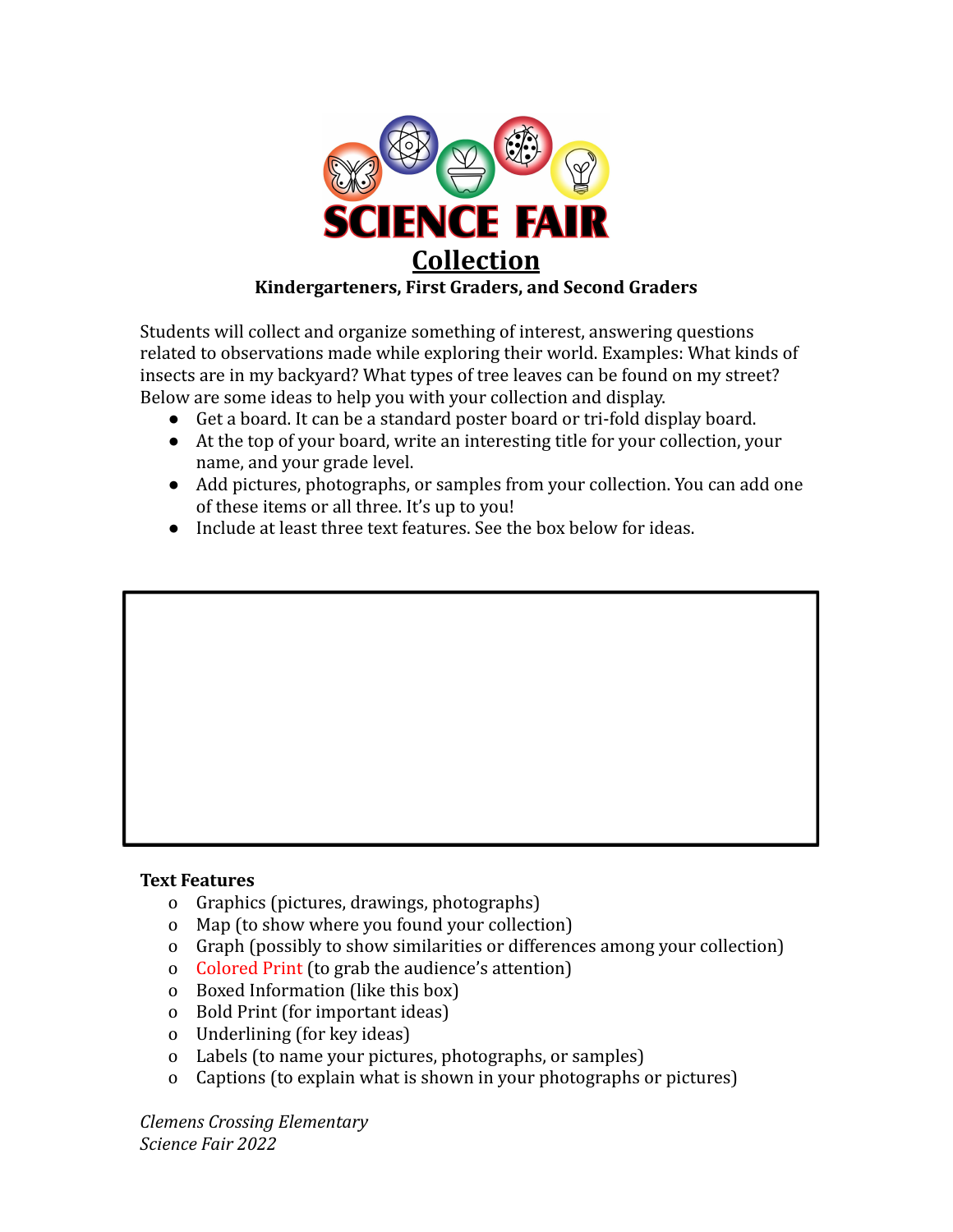# SCIENCE FAIR

## Collection

**Kindergarteners, First Graders, and Second Graders**

Students will collect and organize something of interest, answering questions related to observations made while exploring their world. Examples: What kinds of insects are in my backyard? What types of tree leaves can be found on my street? Below are some ideas to help you with your collection and display.

- Get a board. It can be a standard poster board or tri-fold display board.
- At the top of your board, write an interesting title for your collection, your name, and your grade level.
- Add pictures, photographs, or samples from your collection. You can add one of these items or all three. It's up to you!
- Include at least three text features. See the box below for ideas.

**Text Features**

- Graphics (pictures, drawings, photographs)
- Map (to show where you found your collection)
- Graph (possibly to show similarities or differences among your collection)
- Colored Print (to grab the audience's attention)
- Boxed Information (like this box)
- Bold Print (for important ideas)
- Underlining (for key ideas)
- Labels (to name your pictures, photographs, or samples)
- Captions (to explain what is shown in your photographs or pictures)

*Clemens Crossing Elementary*
*Science Fair 2022*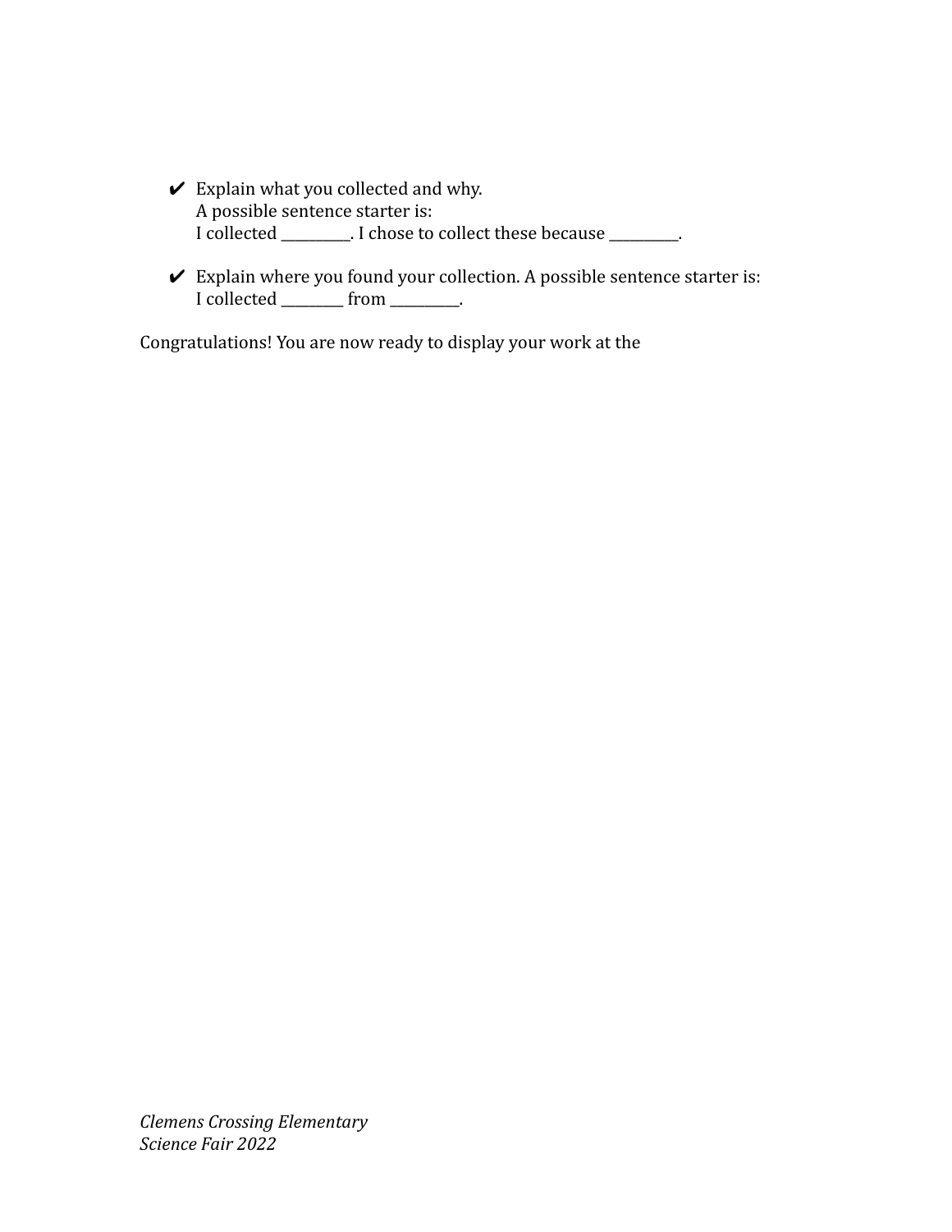- ✔ Explain what you collected and why.
  A possible sentence starter is:
  I collected __________. I chose to collect these because __________.

- ✔ Explain where you found your collection. A possible sentence starter is:
  I collected _________ from __________.

Congratulations! You are now ready to display your work at the